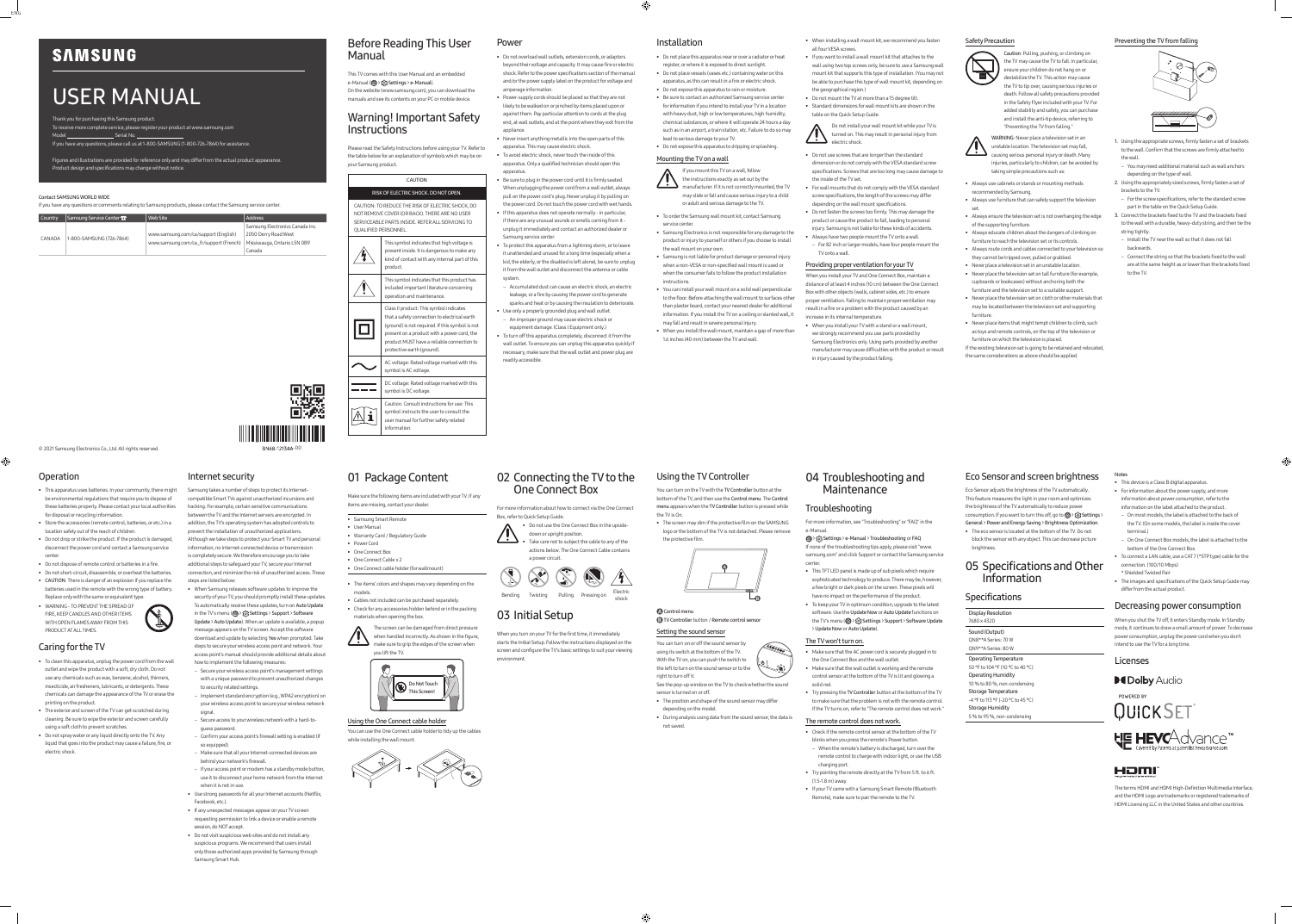SAMSUNG

# USER MANUAL

Thank you for purchasing this Samsung product.
To receive more complete service, please register your product at www.samsung.com
Model_______________ Serial No._______________
If you have any questions, please call us at 1-800-SAMSUNG (1-800-726-7864) for assistance.

Figures and illustrations are provided for reference only and may differ from the actual product appearance. Product design and specifications may change without notice.

### Contact SAMSUNG WORLD WIDE

If you have any questions or comments relating to Samsung products, please contact the Samsung service center.

| Country | Samsung Service Center | Web Site | Address |
|---|---|---|---|
| CANADA | 1-800-SAMSUNG (726-7864) | www.samsung.com/ca/support (English) www.samsung.com/ca_fr/support (French) | Samsung Electronics Canada Inc. 2050 Derry Road West Mississauga, Ontario L5N 0B9 Canada |

© 2021 Samsung Electronics Co., Ltd. All rights reserved.

BN68-12134A-00

## Before Reading This User Manual

This TV comes with this User Manual and an embedded e-Manual ( > Settings > e-Manual).
On the website (www.samsung.com), you can download the manuals and see its contents on your PC or mobile device.

## Warning! Important Safety Instructions

Please read the Safety Instructions before using your TV. Refer to the table below for an explanation of symbols which may be on your Samsung product.

| CAUTION |
|---|
| RISK OF ELECTRIC SHOCK. DO NOT OPEN. |
| CAUTION: TO REDUCE THE RISK OF ELECTRIC SHOCK, DO NOT REMOVE COVER (OR BACK). THERE ARE NO USER SERVICEABLE PARTS INSIDE. REFER ALL SERVICING TO QUALIFIED PERSONNEL. |

| Symbol | Description |
|---|---|
| ⚠ | This symbol indicates that high voltage is present inside. It is dangerous to make any kind of contact with any internal part of this product. |
| ⚠ | This symbol indicates that this product has included important literature concerning operation and maintenance. |
| ⧈ | Class II product: This symbol indicates that a safety connection to electrical earth (ground) is not required. If this symbol is not present on a product with a power cord, the product MUST have a reliable connection to protective earth (ground). |
| ∼ | AC voltage: Rated voltage marked with this symbol is AC voltage. |
| ⎓ | DC voltage: Rated voltage marked with this symbol is DC voltage. |
| ⚠i | Caution: Consult instructions for use: This symbol instructs the user to consult the user manual for further safety related information. |

## Power

- Do not overload wall outlets, extension cords, or adaptors beyond their voltage and capacity. It may cause fire or electric shock. Refer to the power specifications section of the manual and/or the power supply label on the product for voltage and amperage information.
- Power-supply cords should be placed so that they are not likely to be walked on or pinched by items placed upon or against them. Pay particular attention to cords at the plug end, at wall outlets, and at the point where they exit from the appliance.
- Never insert anything metallic into the open parts of this apparatus. This may cause electric shock.
- To avoid electric shock, never touch the inside of this apparatus. Only a qualified technician should open this apparatus.
- Be sure to plug in the power cord until it is firmly seated. When unplugging the power cord from a wall outlet, always pull on the power cord's plug. Never unplug it by pulling on the power cord. Do not touch the power cord with wet hands.
- If this apparatus does not operate normally - in particular, if there are any unusual sounds or smells coming from it - unplug it immediately and contact an authorized dealer or Samsung service center.
- To protect this apparatus from a lightning storm, or to leave it unattended and unused for a long time (especially when a kid, the elderly, or the disabled is left alone), be sure to unplug it from the wall outlet and disconnect the antenna or cable system.
  – Accumulated dust can cause an electric shock, an electric leakage, or a fire by causing the power cord to generate sparks and heat or by causing the insulation to deteriorate.
- Use only a properly grounded plug and wall outlet.
  – An improper ground may cause electric shock or equipment damage. (Class I Equipment only.)
- To turn off this apparatus completely, disconnect it from the wall outlet. To ensure you can unplug this apparatus quickly if necessary, make sure that the wall outlet and power plug are readily accessible.

## Installation

- Do not place this apparatus near or over a radiator or heat register, or where it is exposed to direct sunlight.
- Do not place vessels (vases etc.) containing water on this apparatus, as this can result in a fire or electric shock.
- Do not expose this apparatus to rain or moisture.
- Be sure to contact an authorized Samsung service center for information if you intend to install your TV in a location with heavy dust, high or low temperatures, high humidity, chemical substances, or where it will operate 24 hours a day such as in an airport, a train station, etc. Failure to do so may lead to serious damage to your TV.
- Do not expose this apparatus to dripping or splashing.

### Mounting the TV on a wall

If you mount this TV on a wall, follow the instructions exactly as set out by the manufacturer. If it is not correctly mounted, the TV may slide or fall and cause serious injury to a child or adult and serious damage to the TV.

- To order the Samsung wall mount kit, contact Samsung service center.
- Samsung Electronics is not responsible for any damage to the product or injury to yourself or others if you choose to install the wall mount on your own.
- Samsung is not liable for product damage or personal injury when a non-VESA or non-specified wall mount is used or when the consumer fails to follow the product installation instructions.
- You can install your wall mount on a solid wall perpendicular to the floor. Before attaching the wall mount to surfaces other than plaster board, contact your nearest dealer for additional information. If you install the TV on a ceiling or slanted wall, it may fall and result in severe personal injury.
- When you install the wall mount, maintain a gap of more than 1.6 inches (40 mm) between the TV and wall.
- When installing a wall mount kit, we recommend you fasten all four VESA screws.
- If you want to install a wall mount kit that attaches to the wall using two top screws only, be sure to use a Samsung wall mount kit that supports this type of installation. (You may not be able to purchase this type of wall mount kit, depending on the geographical region.)
- Do not mount the TV at more than a 15 degree tilt.
- Standard dimensions for wall mount kits are shown in the table on the Quick Setup Guide.

Do not install your wall mount kit while your TV is turned on. This may result in personal injury from electric shock.

- Do not use screws that are longer than the standard dimension or do not comply with the VESA standard screw specifications. Screws that are too long may cause damage to the inside of the TV set.
- For wall mounts that do not comply with the VESA standard screw specifications, the length of the screws may differ depending on the wall mount specifications.
- Do not fasten the screws too firmly. This may damage the product or cause the product to fall, leading to personal injury. Samsung is not liable for these kinds of accidents.
- Always have two people mount the TV onto a wall.
  – For 82 inch or larger models, have four people mount the TV onto a wall.

### Providing proper ventilation for your TV

When you install your TV and One Connect Box, maintain a distance of at least 4 inches (10 cm) between the One Connect Box with other objects (walls, cabinet sides, etc.) to ensure proper ventilation. Failing to maintain proper ventilation may result in a fire or a problem with the product caused by an increase in its internal temperature.

- When you install your TV with a stand or a wall mount, we strongly recommend you use parts provided by Samsung Electronics only. Using parts provided by another manufacturer may cause difficulties with the product or result in injury caused by the product falling.

### Safety Precaution

Caution: Pulling, pushing, or climbing on the TV may cause the TV to fall. In particular, ensure your children do not hang on or destabilize the TV. This action may cause the TV to tip over, causing serious injuries or death. Follow all safety precautions provided in the Safety Flyer included with your TV. For added stability and safety, you can purchase and install the anti-tip device, referring to "Preventing the TV from falling."

WARNING: Never place a television set in an unstable location. The television set may fall, causing serious personal injury or death. Many injuries, particularly to children, can be avoided by taking simple precautions such as:

- Always use cabinets or stands or mounting methods recommended by Samsung.
- Always use furniture that can safely support the television set.
- Always ensure the television set is not overhanging the edge of the supporting furniture.
- Always educate children about the dangers of climbing on furniture to reach the television set or its controls.
- Always route cords and cables connected to your television so they cannot be tripped over, pulled or grabbed.
- Never place a television set in an unstable location.
- Never place the television set on tall furniture (for example, cupboards or bookcases) without anchoring both the furniture and the television set to a suitable support.
- Never place the television set on cloth or other materials that may be located between the television set and supporting furniture.
- Never place items that might tempt children to climb, such as toys and remote controls, on the top of the television or furniture on which the television is placed.

If the existing television set is going to be retained and relocated, the same considerations as above should be applied.

### Preventing the TV from falling

1. Using the appropriate screws, firmly fasten a set of brackets to the wall. Confirm that the screws are firmly attached to the wall.
   – You may need additional material such as wall anchors depending on the type of wall.
2. Using the appropriately sized screws, firmly fasten a set of brackets to the TV.
   – For the screw specifications, refer to the standard screw part in the table on the Quick Setup Guide.
3. Connect the brackets fixed to the TV and the brackets fixed to the wall with a durable, heavy-duty string, and then tie the string tightly.
   – Install the TV near the wall so that it does not fall backwards.
   – Connect the string so that the brackets fixed to the wall are at the same height as or lower than the brackets fixed to the TV.

## Operation

- This apparatus uses batteries. In your community, there might be environmental regulations that require you to dispose of these batteries properly. Please contact your local authorities for disposal or recycling information.
- Store the accessories (remote control, batteries, or etc.) in a location safely out of the reach of children.
- Do not drop or strike the product. If the product is damaged, disconnect the power cord and contact a Samsung service center.
- Do not dispose of remote control or batteries in a fire.
- Do not short-circuit, disassemble, or overheat the batteries.
- CAUTION: There is danger of an explosion if you replace the batteries used in the remote with the wrong type of battery. Replace only with the same or equivalent type.
- WARNING - TO PREVENT THE SPREAD OF FIRE, KEEP CANDLES AND OTHER ITEMS WITH OPEN FLAMES AWAY FROM THIS PRODUCT AT ALL TIMES.

## Caring for the TV

- To clean this apparatus, unplug the power cord from the wall outlet and wipe the product with a soft, dry cloth. Do not use any chemicals such as wax, benzene, alcohol, thinners, insecticide, air fresheners, lubricants, or detergents. These chemicals can damage the appearance of the TV or erase the printing on the product.
- The exterior and screen of the TV can get scratched during cleaning. Be sure to wipe the exterior and screen carefully using a soft cloth to prevent scratches.
- Do not spray water or any liquid directly onto the TV. Any liquid that goes into the product may cause a failure, fire, or electric shock.

## Internet security

Samsung takes a number of steps to protect its Internet-compatible Smart TVs against unauthorized incursions and hacking. For example, certain sensitive communications between the TV and the Internet servers are encrypted. In addition, the TV's operating system has adopted controls to prevent the installation of unauthorized applications.
Although we take steps to protect your Smart TV and personal information, no Internet-connected device or transmission is completely secure. We therefore encourage you to take additional steps to safeguard your TV, secure your Internet connection, and minimize the risk of unauthorized access. These steps are listed below:

- When Samsung releases software updates to improve the security of your TV, you should promptly install these updates. To automatically receive these updates, turn on **Auto Update** in the TV's menu ( > Settings > Support > Software Update > Auto Update). When an update is available, a popup message appears on the TV screen. Accept the software download and update by selecting **Yes** when prompted. Take steps to secure your wireless access point and network. Your access point's manual should provide additional details about how to implement the following measures:
  – Secure your wireless access point's management settings with a unique password to prevent unauthorized changes to security related settings.
  – Implement standard encryption (e.g., WPA2 encryption) on your wireless access point to secure your wireless network signal.
  – Secure access to your wireless network with a hard-to-guess password.
  – Confirm your access point's firewall setting is enabled (if so equipped).
  – Make sure that all your Internet-connected devices are behind your network's firewall.
  – If your access point or modem has a standby mode button, use it to disconnect your home network from the Internet when it is not in use.
- Use strong passwords for all your Internet accounts (Netflix, Facebook, etc.).
- If any unexpected messages appear on your TV screen requesting permission to link a device or enable a remote session, do NOT accept.
- Do not visit suspicious web sites and do not install any suspicious programs. We recommend that users install only those authorized apps provided by Samsung through Samsung Smart Hub.

## 01 Package Content

Make sure the following items are included with your TV. If any items are missing, contact your dealer.

- Samsung Smart Remote
- User Manual
- Warranty Card / Regulatory Guide
- Power Cord
- One Connect Box
- One Connect Cable x 2
- One Connect cable holder (for wall mount)

- The items' colors and shapes may vary depending on the models.
- Cables not included can be purchased separately.
- Check for any accessories hidden behind or in the packing materials when opening the box.

The screen can be damaged from direct pressure when handled incorrectly. As shown in the figure, make sure to grip the edges of the screen when you lift the TV.

Do Not Touch This Screen!

### Using the One Connect cable holder

You can use the One Connect cable holder to tidy up the cables while installing the wall mount.

## 02 Connecting the TV to the One Connect Box

For more information about how to connect via the One Connect Box, refer to Quick Setup Guide.

- Do not use the One Connect Box in the upside-down or upright position.
- Take care not to subject the cable to any of the actions below. The One Connect Cable contains a power circuit.

Bending | Twisting | Pulling | Pressing on | Electric shock

## 03 Initial Setup

When you turn on your TV for the first time, it immediately starts the Initial Setup. Follow the instructions displayed on the screen and configure the TV's basic settings to suit your viewing environment.

## Using the TV Controller

You can turn on the TV with the **TV Controller** button at the bottom of the TV, and then use the **Control menu**. The **Control menu** appears when the **TV Controller** button is pressed while the TV is On.

- The screen may dim if the protective film on the SAMSUNG logo or the bottom of the TV is not detached. Please remove the protective film.

Ⓐ *Control menu*
Ⓑ **TV Controller** button / **Remote control sensor**

### Setting the sound sensor

You can turn on or off the sound sensor by using its switch at the bottom of the TV. With the TV on, you can push the switch to the left to turn on the sound sensor or to the right to turn off it.
See the pop-up window on the TV to check whether the sound sensor is turned on or off.

- The position and shape of the sound sensor may differ depending on the model.
- During analysis using data from the sound sensor, the data is not saved.

## 04 Troubleshooting and Maintenance

## Troubleshooting

For more information, see "Troubleshooting" or "FAQ" in the e-Manual.
 > Settings > e-Manual > Troubleshooting or FAQ
If none of the troubleshooting tips apply, please visit "www.samsung.com" and click Support or contact the Samsung service center.

- This TFT LED panel is made up of sub pixels which require sophisticated technology to produce. There may be, however, a few bright or dark pixels on the screen. These pixels will have no impact on the performance of the product.
- To keep your TV in optimum condition, upgrade to the latest software. Use the **Update Now** or **Auto Update** functions on the TV's menu ( > Settings > Support > Software Update > Update Now or Auto Update).

### The TV won't turn on.

- Make sure that the AC power cord is securely plugged in to the One Connect Box and the wall outlet.
- Make sure that the wall outlet is working and the remote control sensor at the bottom of the TV is lit and glowing a solid red.
- Try pressing the **TV Controller** button at the bottom of the TV to make sure that the problem is not with the remote control. If the TV turns on, refer to "The remote control does not work."

### The remote control does not work.

- Check if the remote control sensor at the bottom of the TV blinks when you press the remote's Power button.
  – When the remote's battery is discharged, turn over the remote control to charge with indoor light, or use the USB charging port.
- Try pointing the remote directly at the TV from 5 ft. to 6 ft. (1.5-1.8 m) away.
- If your TV came with a Samsung Smart Remote (Bluetooth Remote), make sure to pair the remote to the TV.

## Eco Sensor and screen brightness

Eco Sensor adjusts the brightness of the TV automatically. This feature measures the light in your room and optimizes the brightness of the TV automatically to reduce power consumption. If you want to turn this off, go to  > Settings > General > Power and Energy Saving > Brightness Optimization.

- The eco sensor is located at the bottom of the TV. Do not block the sensor with any object. This can decrease picture brightness.

## 05 Specifications and Other Information

## Specifications

| Display Resolution |
|---|
| 7680 x 4320 |
| **Sound (Output)** |
| QN8**A Series: 70 W |
| QN9**A Series: 80 W |
| **Operating Temperature** |
| 50 °F to 104 °F (10 °C to 40 °C) |
| **Operating Humidity** |
| 10 % to 80 %, non-condensing |
| **Storage Temperature** |
| -4 °F to 113 °F (-20 °C to 45 °C) |
| **Storage Humidity** |
| 5 % to 95 %, non-condensing |

### Notes

- This device is a Class B digital apparatus.
- For information about the power supply, and more information about power consumption, refer to the information on the label attached to the product.
  – On most models, the label is attached to the back of the TV. (On some models, the label is inside the cover terminal.)
  – On One Connect Box models, the label is attached to the bottom of the One Connect Box.
- To connect a LAN cable, use a CAT 7 (*STP type) cable for the connection. (100/10 Mbps)
  * Shielded Twisted Pair
- The images and specifications of the Quick Setup Guide may differ from the actual product.

## Decreasing power consumption

When you shut the TV off, it enters Standby mode. In Standby mode, it continues to draw a small amount of power. To decrease power consumption, unplug the power cord when you don't intend to use the TV for a long time.

## Licenses

Dolby Audio

POWERED BY QUICKSET

HEVC Advance — Covered by Patents at patentlist.hevcadvance.com

HDMI

The terms HDMI and HDMI High-Definition Multimedia Interface, and the HDMI Logo are trademarks or registered trademarks of HDMI Licensing LLC in the United States and other countries.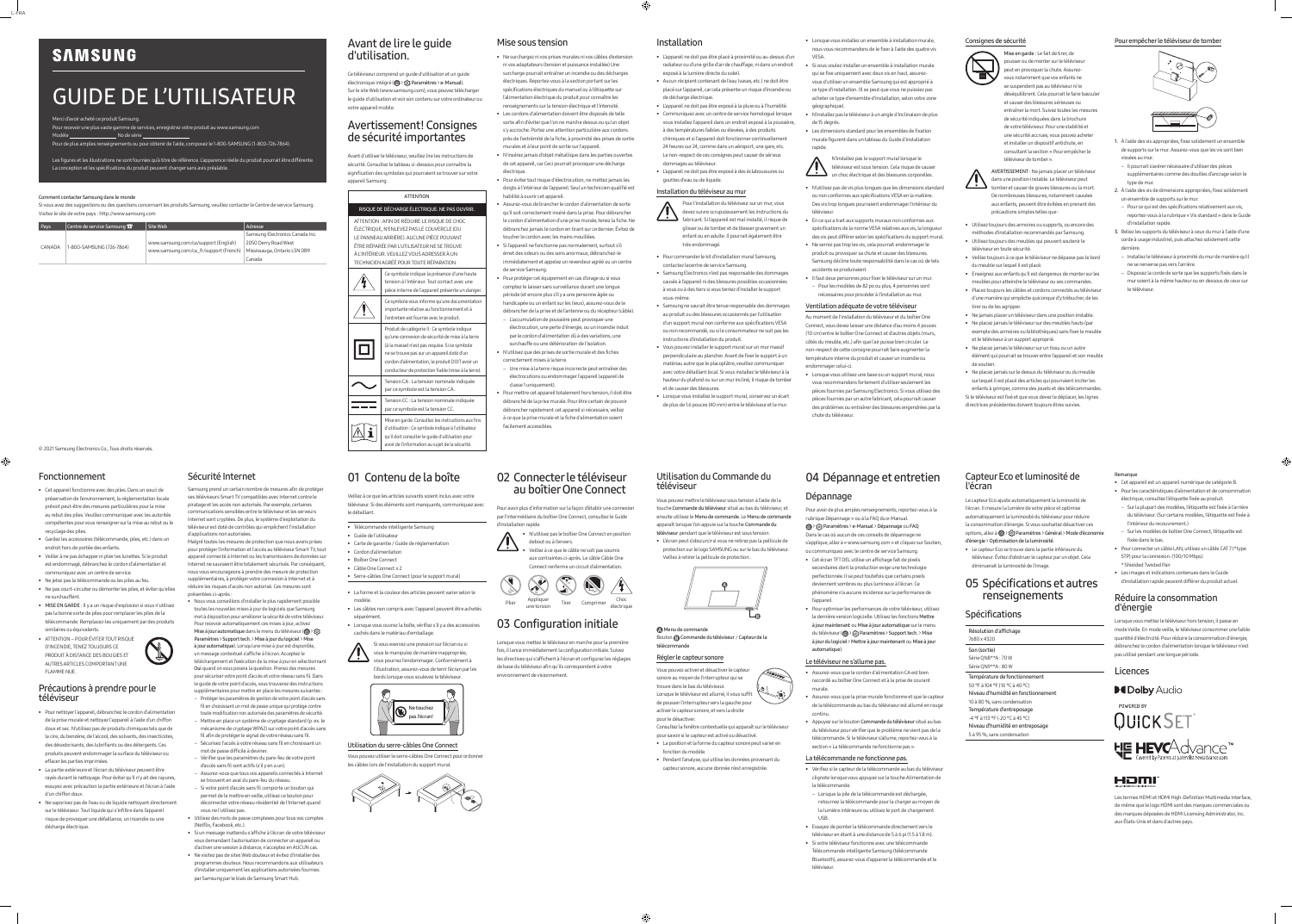# SAMSUNG

# GUIDE DE L'UTILISATEUR

Merci d'avoir acheté ce produit Samsung.
Pour recevoir une plus vaste gamme de services, enregistrez votre produit au www.samsung.com
Modèle ______________ No de série ______________
Pour de plus amples renseignements ou pour obtenir de l'aide, composez le 1-800-SAMSUNG (1-800-726-7864).

Les figures et les illustrations ne sont fournies qu'à titre de référence. L'apparence réelle du produit pourrait être différente. La conception et les spécifications du produit peuvent changer sans avis préalable.

**Comment contacter Samsung dans le monde**

Si vous avez des suggestions ou des questions concernant les produits Samsung, veuillez contacter le Centre de service Samsung. Visitez le site de votre pays : http://www.samsung.com

| Pays | Centre de service Samsung | Site Web | Adresse |
|---|---|---|---|
| CANADA | 1-800-SAMSUNG (726-7864) | www.samsung.com/ca/support (English)<br>www.samsung.com/ca_fr/support (French) | Samsung Electronics Canada Inc.<br>2050 Derry Road West<br>Mississauga, Ontario L5N 0B9<br>Canada |

© 2021 Samsung Electronics Co., Tous droits réservés.

## Avant de lire le guide d'utilisation.

Ce téléviseur comprend un guide d'utilisation et un guide électronique intégré ( > Paramètres > e-Manual).
Sur le site Web (www.samsung.com), vous pouvez télécharger le guide d'utilisation et voir son contenu sur votre ordinateur ou votre appareil mobile.

## Avertissement! Consignes de sécurité importantes

Avant d'utiliser le téléviseur, veuillez lire les instructions de sécurité. Consultez le tableau ci-dessous pour connaître la signification des symboles qui pourraient se trouver sur votre appareil Samsung.

| ATTENTION | |
|---|---|
| RISQUE DE DÉCHARGE ÉLECTRIQUE. NE PAS OUVRIR. | |
| ATTENTION : AFIN DE RÉDUIRE LE RISQUE DE CHOC ÉLECTRIQUE, N'ENLEVEZ PAS LE COUVERCLE (OU LE PANNEAU ARRIÈRE). AUCUNE PIÈCE POUVANT ÊTRE RÉPARÉE PAR L'UTILISATEUR NE SE TROUVE À L'INTÉRIEUR. VEUILLEZ VOUS ADRESSER À UN TECHNICIEN AGRÉÉ POUR TOUTE RÉPARATION. | |
| | Ce symbole indique la présence d'une haute tension à l'intérieur. Tout contact avec une pièce interne de l'appareil présente un danger. |
| | Ce symbole vous informe qu'une documentation importante relative au fonctionnement et à l'entretien est fournie avec le produit. |
| | Produit de catégorie II : Ce symbole indique qu'une connexion de sécurité de mise à la terre (à la masse) n'est pas requise. Si ce symbole ne se trouve pas sur un appareil doté d'un cordon d'alimentation, le produit DOIT avoir un conducteur de protection fiable (mise à la terre). |
| | Tension CA : La tension nominale indiquée par ce symbole est la tension CA. |
| | Tension CC : La tension nominale indiquée par ce symbole est la tension CC. |
| | Mise en garde. Consultez les instructions aux fins d'utilisation : Ce symbole indique à l'utilisateur qu'il doit consulter le guide d'utilisation pour avoir de l'information au sujet de la sécurité. |

## Mise sous tension

- Ne surchargez ni vos prises murales ni vos câbles d'extension ni vos adaptateurs (tension et puissance installée) Une surcharge pourrait entraîner un incendie ou des décharges électriques. Reportez-vous à la section portant sur les spécifications du manuel ou à l'étiquette sur l'alimentation électrique du produit pour connaître les renseignements sur la tension électrique et l'intensité.
- Les cordons d'alimentation doivent être disposés de telle sorte afin d'éviter que l'on ne marche dessus ou qu'un objet s'y accroche. Portez une attention particulière aux cordons près de l'extrémité de la fiche, à proximité des prises de sorties murales et à leur point de sortie sur l'appareil.
- N'insérez jamais d'objet métallique dans les parties ouvertes de cet appareil, car Ceci pourrait provoquer une décharge électrique.
- Pour éviter tout risque d'électrocution, ne mettez jamais les doigts à l'intérieur de l'appareil. Seul un technicien qualifié est habilité à ouvrir cet appareil.
- Assurez-vous de brancher le cordon d'alimentation de sorte qu'il soit correctement inséré dans la prise. Pour débrancher le cordon d'alimentation d'une prise murale, tenez la fiche. Ne débranchez jamais le cordon en tirant sur ce dernier. Évitez de toucher le cordon avec les mains mouillées.
- Si l'appareil ne fonctionne pas normalement, surtout s'il émet des odeurs ou des sons anormaux, débranchez-le immédiatement et appelez un revendeur agréé ou un centre de service Samsung.
- Pour protéger cet équipement en cas d'orage ou si vous comptez le laisser sans surveillance durant une longue période (et encore plus s'il y a une personne âgée ou handicapée ou un enfant sur les lieux), assurez-vous de le débrancher de la prise et de l'antenne ou du récepteur (câble).
  - L'accumulation de poussière peut provoquer une électrocution, une perte d'énergie, ou un incendie induit par le cordon d'alimentation dû à des variations, une surchauffe ou une détérioration de l'isolation.
- N'utilisez que des prises de sortie murale et des fiches correctement mises à la terre.
  - Une mise à la terre risque incorrecte peut entraîner des électrocutions ou endommager l'appareil (appareil de classe I uniquement).
- Pour mettre cet appareil totalement hors tension, il doit être débranché de la prise murale. Pour être certain de pouvoir débrancher rapidement cet appareil si nécessaire, veillez à ce que la prise murale et la fiche d'alimentation soient facilement accessibles.

## Installation

- L'appareil ne doit pas être placé à proximité ou au-dessus d'un radiateur ou d'une grille d'air de chauffage, ni dans un endroit exposé à la lumière directe du soleil.
- Aucun récipient contenant de l'eau (vases, etc.) ne doit être placé sur l'appareil, car cela présente un risque d'incendie ou de décharge électrique.
- L'appareil ne doit pas être exposé à la pluie ou à l'humidité.
- Communiquez avec un centre de service homologué lorsque vous installez l'appareil dans un endroit exposé à la poussière, à des températures faibles ou élevées, à des produits chimiques et si l'appareil doit fonctionner continuellement 24 heures sur 24, comme dans un aéroport, une gare, etc. Le non-respect de ces consignes peut causer de sérieux dommages au téléviseur.
- L'appareil ne doit pas être exposé à des éclaboussures ou gouttes d'eau ou de liquide.

### Installation du téléviseur au mur

Pour l'installation du téléviseur sur un mur, vous devez suivre scrupuleusement les instructions du fabricant. S'il appareil est mal installé, il risque de glisser ou de tomber et de blesser gravement un enfant ou un adulte. Il pourrait également être très endommagé.

- Pour commander le kit d'installation mural Samsung, contactez l'assistance de service Samsung.
- Samsung Electronics n'est pas responsable des dommages causés à l'appareil ni des blessures possibles occasionnées à vous ou à des tiers si vous tentez d'installer le support vous-même.
- Samsung ne saurait être tenue responsable des dommages au produit ou des blessures occasionnés par l'utilisation d'un support mural non conforme aux spécifications VESA ou non recommandé, ou si le consommateur ne suit pas les instructions d'installation du produit.
- Vous pouvez installer le support mural sur un mur massif perpendiculaire au plancher. Avant de fixer le support à un matériau autre que le placoplâtre, veuillez communiquer avec votre détaillant local. Si vous installez le téléviseur à la hauteur du plafond ou sur un mur incliné, il risque de tomber et de causer des blessures.
- Lorsque vous installez le support mural, conservez un écart de plus de 1,6 pouces (40 mm) entre le téléviseur et le mur.
- Lorsque vous installez un ensemble à installation murale, nous vous recommandons de le fixer à l'aide des quatre vis VESA.
- Si vous voulez installer un ensemble à installation murale qui se fixe uniquement avec deux vis en haut, assurez-vous d'utiliser un ensemble Samsung qui est approprié à ce type d'installation. (Il se peut que vous ne puissiez pas acheter ce type d'ensemble d'installation, selon votre zone géographique).
- N'installez pas le téléviseur à un angle d'inclinaison de plus de 15 degrés.
- Les dimensions standard pour les ensembles de fixation murale figurent dans un tableau du Guide d'installation rapide.

N'installez pas le support mural lorsque le téléviseur est sous tension. Cela risque de causer un choc électrique et des blessures corporelles.

- N'utilisez pas de vis plus longues que les dimensions standard ou non conformes aux spécifications VESA en la matière. Des vis trop longues pourraient endommager l'intérieur du téléviseur.
- En ce qui a trait aux supports muraux non conformes aux spécifications de la norme VESA relatives aux vis, la longueur des vis peut différer selon les spécifications du support mural.
- Ne serrez pas trop les vis; cela pourrait endommager le produit ou provoquer sa chute et causer des blessures. Samsung décline toute responsabilité dans le cas où de tels accidents se produiraient.
- Il faut deux personnes pour fixer le téléviseur sur un mur.
  - Pour les modèles de 82 po ou plus, 4 personnes sont nécessaires pour procéder à l'installation au mur.

### Ventilation adéquate de votre téléviseur

Au moment de l'installation du téléviseur et du boîtier One Connect, vous devez laisser une distance d'au moins 4 pouces (10 cm) entre le boîtier One Connect et d'autres objets (murs, côtés du meuble, etc.) afin que l'air puisse bien circuler. Le non-respect de cette consigne pourrait faire augmenter la température interne du produit et causer un incendie ou endommager celui-ci.

- Lorsque vous utilisez une base ou un support mural, nous vous recommandons fortement d'utiliser seulement les pièces fournies par Samsung Electronics. Si vous utilisez des pièces fournies par un autre fabricant, cela pourrait causer des problèmes ou entraîner des blessures engendrées par la chute du téléviseur.

### Consignes de sécurité

**Mise en garde** : Le fait de tirer, de pousser ou de monter sur le téléviseur peut en provoquer la chute. Assurez-vous notamment que vos enfants ne se suspendent pas au téléviseur ni le déséquilibrent. Cela pourrait le faire basculer et causer des blessures sérieuses ou entraîner la mort. Suivez toutes les mesures de sécurité indiquées dans la brochure de votre téléviseur. Pour une stabilité et une sécurité accrues, vous pouvez acheter et installer un dispositif antichute, en consultant la section « Pour empêcher le téléviseur de tomber ».

**AVERTISSEMENT** : Ne jamais placer un téléviseur dans une position instable. Le téléviseur peut tomber et causer de graves blessures ou la mort. De nombreuses blessures, notamment causées aux enfants, peuvent être évitées en prenant des précautions simples telles que :

- Utilisez toujours des armoires ou supports, ou encore des méthodes d'installation recommandés par Samsung.
- Utilisez toujours des meubles qui peuvent soutenir le téléviseur en toute sécurité.
- Veillez toujours à ce que le téléviseur ne dépasse pas le bord du meuble sur lequel il est placé.
- Enseignez aux enfants qu'il est dangereux de monter sur les meubles pour atteindre le téléviseur ou ses commandes.
- Placez toujours les câbles et cordons connectés au téléviseur d'une manière qui quiconque d'y trébucher, de les tirer ou de les agripper.
- Ne jamais placer un téléviseur dans une position instable.
- Ne placez jamais le téléviseur sur des meubles hauts (par exemple des armoires ou bibliothèques) sans fixer le meuble et le téléviseur à un support approprié.
- Ne placez jamais le téléviseur sur un tissu ou un autre élément qui pourrait se trouver entre l'appareil et son meuble de soutien.
- Ne placez jamais de jouets ou du téléviseur ou du meuble sur lequel il est placé des articles qui pourraient inciter les enfants à grimper, comme des jouets et des télécommandes.

Si le téléviseur est fixé et que vous devez le déplacer, les lignes directrices précédentes doivent toujours être suivies.

### Pour empêcher le téléviseur de tomber

1. À l'aide des vis appropriées, fixez solidement un ensemble de supports sur le mur. Assurez-vous que les vis sont bien vissées au mur.
   - Il pourrait s'avérer nécessaire d'utiliser des pièces supplémentaires comme des douilles d'ancrage selon le type de mur.
2. À l'aide des vis de dimensions appropriées, fixez solidement un ensemble de supports sur le mur.
   - Pour ce qui est des spécifications relativement aux vis, reportez-vous à la rubrique « Vis standard » dans le Guide d'installation rapide.
3. Reliez les supports du téléviseur à ceux du mur à l'aide d'une corde à usage industriel, puis attachez solidement cette dernière.
   - Installez le téléviseur à proximité du mur de manière qu'il ne se renverse pas vers l'arrière.
   - Disposez la corde de sorte que les supports fixés sur le mur soient à la même hauteur ou en dessous de ceux sur le téléviseur.

## Fonctionnement

- Cet appareil fonctionne avec des piles. Dans un souci de préservation de l'environnement, la réglementation locale prévoit peut-être des mesures particulières pour la mise au rebut des piles. Veuillez communiquer avec les autorités compétentes pour vous renseigner sur la mise au rebut ou le recyclage des piles.
- Gardez les accessoires (télécommande, piles, etc.) dans un endroit hors de portée des enfants.
- Veiller à ne pas échapper ni plier les lunettes. Si le produit est endommagé, débranchez le cordon d'alimentation et communiquez avec un centre de service.
- Ne jetez pas la télécommande ou les piles au feu.
- Ne pas court-circuiter ou démonter les piles, et éviter qu'elles ne surchauffent.
- **MISE EN GARDE** : Il y a un risque d'explosion si vous n'utilisez pas la bonne sorte de piles pour remplacer les piles de la télécommande. Remplacez-les uniquement par des produits similaires ou équivalents.
- ATTENTION – POUR ÉVITER TOUT RISQUE D'INCENDIE, TENEZ TOUJOURS CE PRODUIT À DISTANCE DES BOUGIES ET AUTRES ARTICLES COMPORTANT UNE FLAMME NUE.

## Précautions à prendre pour le téléviseur

- Pour nettoyer l'appareil, débranchez le cordon d'alimentation de la prise murale et nettoyez l'appareil à l'aide d'un chiffon doux et sec. N'utilisez pas de produits chimiques tels que de la cire, du benzène, de l'alcool, des solvants, des insecticides, des désodorisants, des lubrifiants ou des détergents. Ces produits peuvent endommager la surface du téléviseur ou effacer les parties imprimées.
- La partie extérieure et l'écran du téléviseur peuvent être rayés durant le nettoyage. Pour éviter qu'il n'y ait des rayures, essayez avec précaution la partie extérieure et l'écran à l'aide d'un chiffon doux.
- Ne vaporisez pas de l'eau ou de liquide nettoyant directement sur le téléviseur. Tout liquide qui s'infiltre dans l'appareil risque de provoquer une défaillance, un incendie ou une décharge électrique.

## Sécurité Internet

Samsung prend un certain nombre de mesures afin de protéger ses téléviseurs Smart TV compatibles avec Internet contre le piratage et les accès non autorisés. Par exemple, certaines communications sensibles entre le téléviseur et les serveurs Internet sont cryptées. De plus, le système d'exploitation du téléviseur est doté de contrôles qui empêchent l'installation d'applications non autorisées.

Malgré toutes les mesures de protection que nous avons prises pour protéger l'information et l'accès au téléviseur Smart TV, tout appareil connecté à Internet ou les transmissions de données sur Internet ne sauraient être totalement sécuritaires. Par conséquent, nous vous encourageons à prendre des mesure de protection supplémentaires, à protéger votre connexion à Internet et à réduire les risques d'accès non autorisé. Ces mesures sont présentées ci-après :

- Nous vous conseillons d'installer le plus rapidement possible toutes les nouvelles mises à jour de logiciels que Samsung met à disposition pour améliorer la sécurité de votre téléviseur. Pour recevoir automatiquement ces mises à jour, activez **Mise à jour automatique** dans le menu du téléviseur ( > Paramètres > Support tech. > Mise à jour du logiciel > Mise à jour automatique). Lorsqu'une mise à jour est disponible, un message contextuel s'affiche à l'écran. Acceptez le téléchargement et l'exécution de la mise à jour en sélectionnant Oui quand on vous pose la question. Prenez des mesures pour sécuriser votre point d'accès réseau sans fil. Dans le guide de votre point d'accès, vous devriez trouver des instructions supplémentaires pour mettre en place les mesures suivantes :
  - Protégez les paramètres de gestion de votre point d'accès sans fil en choisissant un mot de passe unique qui protège contre toute modification non autorisée des paramètres de sécurité.
  - Mettez en place un système de cryptage standard (p. ex. le mécanisme de cryptage WPA2) sur votre point d'accès sans fil afin de protéger le signal de votre réseau sans fil.
  - Sécurisez l'accès à votre réseau sans fil en choisissant un mot de passe difficile à deviner.
  - Vérifiez que les paramètres du pare-feu de votre point d'accès sans fil sont activés (s'il y en a un).
  - Assurez-vous que tous vos appareils connectés à Internet se trouvent en aval du pare-feu du réseau.
  - Si votre point d'accès sans fil comporte un bouton qui permet de le mettre en veille, utilisez ce bouton pour déconnecter votre réseau résidentiel de l'Internet quand vous ne l'utilisez pas.
- Utilisez des mots de passe complexes pour tous vos comptes (Netflix, Facebook, etc.).
- Si un message inattendu s'affiche à l'écran de votre téléviseur vous demandant l'autorisation de connecter un appareil ou d'activer une session à distance, n'acceptez en AUCUN cas.
- Ne visitez pas de sites Web douteux et évitez d'installer des programmes douteux. Nous recommandons aux utilisateurs d'installer uniquement les applications autorisées fournies par Samsung par le biais de Samsung Smart Hub.

## 01 Contenu de la boîte

Veillez à ce que les articles suivants soient inclus avec votre téléviseur. Si des éléments sont manquants, communiquez avec le détaillant.

- Télécommande intelligente Samsung
- Guide de l'utilisateur
- Carte de garantie / Guide de réglementation
- Cordon d'alimentation
- Boîtier One Connect
- Câble One Connect x 2
- Serre-câbles One Connect (pour le support mural)

- La forme et la couleur des articles peuvent varier selon le modèle.
- Les câbles non compris avec l'appareil peuvent être achetés séparément.
- Lorsque vous ouvrez la boîte, vérifiez s'il y a des accessoires cachés dans le matériau d'emballage.

Si vous exercez une pression sur l'écran ou si vous le manipulez de manière inappropriée, vous pourriez l'endommager. Conformément à l'illustration, assurez-vous de tenir l'écran par les bords lorsque vous soulevez le téléviseur.

Ne touchez pas l'écran!

### Utilisation du serre-câbles One Connect

Vous pouvez utiliser le serre-câbles One Connect pour ordonner les câbles lors de l'installation du support mural.

## 02 Connecter le téléviseur au boîtier One Connect

Pour avoir plus d'information sur la façon d'établir une connexion par l'intermédiaire du boîtier One Connect, consultez le Guide d'installation rapide.

- N'utilisez pas le boîtier One Connect en position debout ou à l'envers.
- Veillez à ce que le câble ne soit pas soumis aux contraintes ci-après. Le câble Câble One Connect renferme un circuit d'alimentation.

Plier | Appliquer une torsion | Tirer | Comprimer | Choc électrique

## 03 Configuration initiale

Lorsque vous mettez le téléviseur en marche pour la première fois, il lance immédiatement la configuration initiale. Suivez les directives qui s'affichent à l'écran et configurez les réglages de base du téléviseur afin qu'ils correspondent à votre environnement de visionnement.

## Utilisation du Commande du téléviseur

Vous pouvez mettre le téléviseur sous tension à l'aide de la touche **Commande du téléviseur** située au bas du téléviseur, et ensuite utiliser le **Menu de commande**. Le **Menu de commande** apparaît lorsque l'on appuie sur la touche **Commande du téléviseur** pendant que le téléviseur est sous tension.

- Décrochez le pellicule de protection ou retirez pas la pellicule de protection sur le logo SAMSUNG ou sur le bas du téléviseur. Veillez à retirer la pellicule de protection.

Ⓐ **Menu de commande**
Bouton Ⓑ **Commande du téléviseur / Capteur de la télécommande**

### Régler le capteur sonore

Vous pouvez activer et désactiver le capteur sonore au moyen de l'interrupteur qui se trouve dans le bas du téléviseur.
Lorsque le téléviseur est allumé, il vous suffit de pousser l'interrupteur vers la gauche pour activer le capteur sonore, et vers la droite pour le désactiver.
Consultez la fenêtre contextuelle qui apparaît sur le téléviseur pour savoir si le capteur est activé ou désactivé.

- La position et la forme du capteur sonore peut varier en fonction du modèle.
- Pendant l'analyse, qui utilise les données provenant du capteur sonore, aucune donnée n'est enregistrée.

## 04 Dépannage et entretien

### Dépannage

Pour avoir de plus amples renseignements, reportez-vous à la rubrique Dépannage » ou à la FAQ du e-Manual.
 > Paramètres > e-Manual > Dépannage ou FAQ
Dans le cas où aucune de ces conseils de dépannage ne s'applique, allez à « www.samsung.com » et cliquez sur Soutien, ou communiquez avec le centre de service Samsung.

- Cet écran TFT DEL utilise un affichage fait de pixels secondaires dont la production exige une technologie perfectionnée. Il se peut toutefois que certains pixels deviennent sombres ou plus lumineux à l'écran. Ce phénomène n'a aucune incidence sur la performance de l'appareil.
- Pour optimiser les performances de votre téléviseur, utilisez la dernière version logicielle. Utilisez les fonctions **Mettre à jour maintenant** ou **Mise à jour automatique** sur le menu du téléviseur ( > Paramètres > Support tech. > Mise à jour du logiciel > Mettre à jour maintenant ou Mise à jour automatique).

### Le téléviseur ne s'allume pas.

- Assurez-vous que le cordon d'alimentation CA est bien raccordé au boîtier One Connect et à la prise de courant murale.
- Assurez-vous que la prise murale fonctionne et que le capteur de la télécommande au bas du téléviseur est allumé en rouge continu.
- Appuyez sur le bouton **Commande du téléviseur** situé au bas du téléviseur pour vérifier que le problème ne vient pas de la télécommande. Si le téléviseur s'allume, reportez-vous à la section « La télécommande ne fonctionne pas ».

### La télécommande ne fonctionne pas.

- Vérifiez si le capteur de la télécommande au bas du téléviseur clignote lorsque vous appuyez sur la touche Alimentation de la télécommande.
  - Lorsque la pile de la télécommande est déchargée, retournez la télécommande pour la charger au moyen de la lumière intérieure ou utilisez le port de chargement USB.
- Essayez de pointer la télécommande directement vers le téléviseur en étant à une distance de 5 à 6 pi (1,5 à 1,8 m).
- Si votre téléviseur fonctionne avec une télécommande Télécommande intelligente Samsung (télécommande Bluetooth), assurez-vous d'apparier la télécommande et le téléviseur.

## Capteur Eco et luminosité de l'écran

Le capteur Eco ajuste automatiquement la luminosité de l'écran. Il mesure la lumière de votre pièce et optimise automatiquement la luminosité du téléviseur pour réduire la consommation d'énergie. Si vous souhaitez désactiver ces options, allez à  > Paramètres > Général > Mode économie d'énergie > Optimisation de la luminosité.

- Le capteur Eco se trouve dans la partie inférieure du téléviseur. Évitez d'obstruer le capteur par un objet. Cela diminuerait la luminosité de l'image.

## 05 Spécifications et autres renseignements

### Spécifications

| | |
|---|---|
| Résolution d'affichage | |
| 7680 x 4320 | |
| Son (sortie) | |
| Série QN8**A : 70 W | |
| Série QN9**A : 80 W | |
| Température de fonctionnement | |
| 50 °F à 104 °F (10 °C à 40 °C) | |
| Niveau d'humidité en fonctionnement | |
| 10 à 80 %, sans condensation | |
| Température d'entreposage | |
| -4 °F à 113 °F (-20 °C à 45 °C) | |
| Niveau d'humidité en entreposage | |
| 5 à 95 %, sans condensation | |

**Remarque**

- Cet appareil est un appareil numérique de catégorie B.
- Pour les caractéristiques d'alimentation et de consommation électrique, consultez l'étiquette fixée au produit.
  - Sur la plupart des modèles, l'étiquette est fixée à l'arrière du téléviseur. (Sur certains modèles, l'étiquette est fixée à l'intérieur du recouvrement.)
  - Sur les modèles de boîtier One Connect, l'étiquette est fixée dans le bas.
- Pour connecter un câble LAN, utilisez un câble CAT 7 (*type STP) pour la connexion. (100/10 Mbps)
  * Shielded Twisted Pair
- Les images et indications contenues dans le Guide d'installation rapide peuvent différer du produit actuel.

### Réduire la consommation d'énergie

Lorsque vous mettez le téléviseur hors tension, il passe en mode Veille. En mode veille, le téléviseur consomme une faible quantité d'électricité. Pour réduire la consommation d'énergie, débranchez le cordon d'alimentation lorsque le téléviseur n'est pas utilisé pendant une longue période.

### Licences

Dolby Audio

POWERED BY QUICKSET

HEVCAdvance — Covered by Patents at patentlist.hevcadvance.com

HDMI

Les termes HDMI et HDMI High-Definition Multimedia Interface, de même que le logo HDMI sont des marques commerciales ou des marques déposées de HDMI Licensing Administrator, Inc. aux États-Unis et dans d'autres pays.